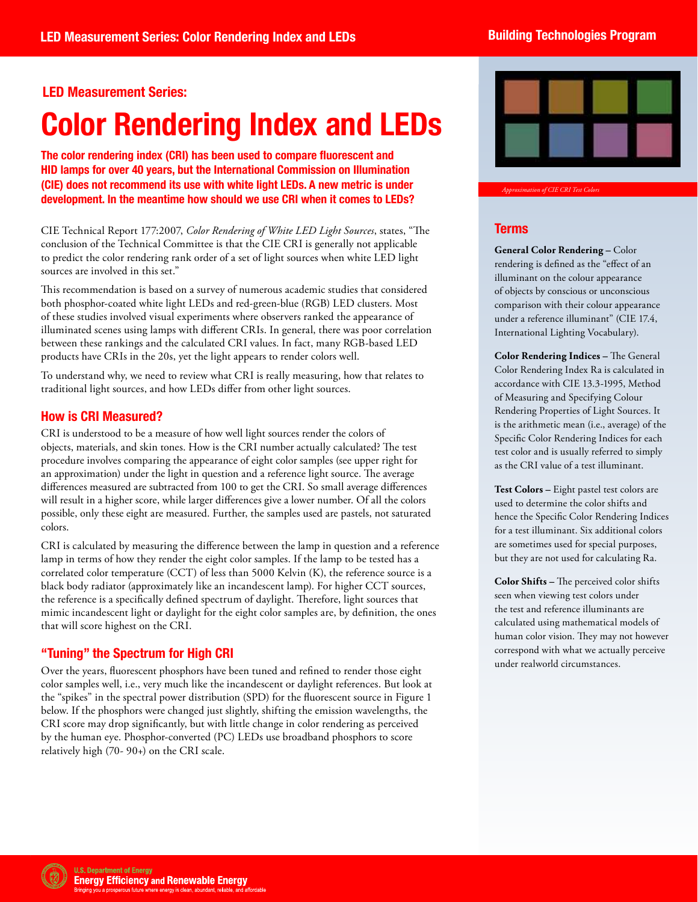## LED Measurement Series:

# Color Rendering Index and LEDs

**The color rendering index (CRI) has been used to compare fluorescent and HID lamps for over 40 years, but the International Commission on Illumination (CIE) does not recommend its use with white light LEDs. A new metric is under development. In the meantime how should we use CRI when it comes to LEDs?**

CIE Technical Report 177:2007, *Color Rendering of White LED Light Sources*, states, "The conclusion of the Technical Committee is that the CIE CRI is generally not applicable to predict the color rendering rank order of a set of light sources when white LED light sources are involved in this set."

This recommendation is based on a survey of numerous academic studies that considered both phosphor-coated white light LEDs and red-green-blue (RGB) LED clusters. Most of these studies involved visual experiments where observers ranked the appearance of illuminated scenes using lamps with different CRIs. In general, there was poor correlation between these rankings and the calculated CRI values. In fact, many RGB-based LED products have CRIs in the 20s, yet the light appears to render colors well.

To understand why, we need to review what CRI is really measuring, how that relates to traditional light sources, and how LEDs differ from other light sources.

## How is CRI Measured?

CRI is understood to be a measure of how well light sources render the colors of objects, materials, and skin tones. How is the CRI number actually calculated? The test procedure involves comparing the appearance of eight color samples (see upper right for an approximation) under the light in question and a reference light source. The average differences measured are subtracted from 100 to get the CRI. So small average differences will result in a higher score, while larger differences give a lower number. Of all the colors possible, only these eight are measured. Further, the samples used are pastels, not saturated colors.

CRI is calculated by measuring the difference between the lamp in question and a reference lamp in terms of how they render the eight color samples. If the lamp to be tested has a correlated color temperature (CCT) of less than 5000 Kelvin (K), the reference source is a black body radiator (approximately like an incandescent lamp). For higher CCT sources, the reference is a specifically defined spectrum of daylight. Therefore, light sources that mimic incandescent light or daylight for the eight color samples are, by definition, the ones that will score highest on the CRI.

## "Tuning" the Spectrum for High CRI

Over the years, fluorescent phosphors have been tuned and refined to render those eight color samples well, i.e., very much like the incandescent or daylight references. But look at the "spikes" in the spectral power distribution (SPD) for the fluorescent source in Figure 1 below. If the phosphors were changed just slightly, shifting the emission wavelengths, the CRI score may drop significantly, but with little change in color rendering as perceived by the human eye. Phosphor-converted (PC) LEDs use broadband phosphors to score relatively high (70- 90+) on the CRI scale.

*Approximation of CIE CRI Test Colors*

## Terms

**General Color Rendering –** Color rendering is defined as the "effect of an illuminant on the colour appearance of objects by conscious or unconscious comparison with their colour appearance under a reference illuminant" (CIE 17.4, International Lighting Vocabulary).

**Color Rendering Indices –** The General Color Rendering Index Ra is calculated in accordance with CIE 13.3-1995, Method of Measuring and Specifying Colour Rendering Properties of Light Sources. It is the arithmetic mean (i.e., average) of the Specific Color Rendering Indices for each test color and is usually referred to simply as the CRI value of a test illuminant.

**Test Colors –** Eight pastel test colors are used to determine the color shifts and hence the Specific Color Rendering Indices for a test illuminant. Six additional colors are sometimes used for special purposes, but they are not used for calculating Ra.

**Color Shifts –** The perceived color shifts seen when viewing test colors under the test and reference illuminants are calculated using mathematical models of human color vision. They may not however correspond with what we actually perceive under realworld circumstances.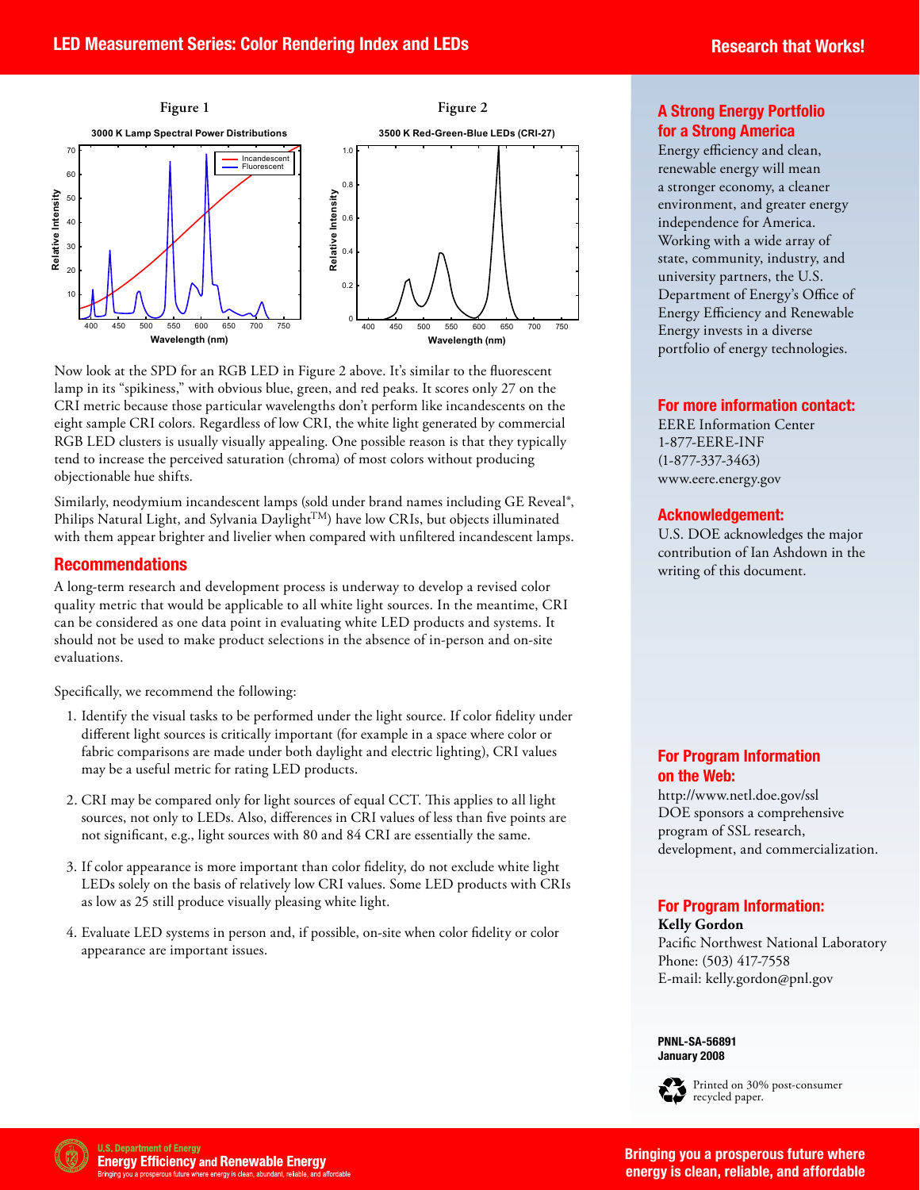Figure 1

3000 K Lamp Spectral Power Distributions

Incandescent
Fluorescent

Relative Intensity

70
60
50
40
30
20
10

400 450 500 550 600 650 700 750

Wavelength (nm)

Figure 2

3500 K Red-Green-Blue LEDs (CRI-27)

Relative Intensity

1.0
0.8
0.6
0.4
0.2
0

400 450 500 550 600 650 700 750

Wavelength (nm)

Now look at the SPD for an RGB LED in Figure 2 above. It's similar to the fluorescent lamp in its "spikiness," with obvious blue, green, and red peaks. It scores only 27 on the CRI metric because those particular wavelengths don't perform like incandescents on the eight sample CRI colors. Regardless of low CRI, the white light generated by commercial RGB LED clusters is usually visually appealing. One possible reason is that they typically tend to increase the perceived saturation (chroma) of most colors without producing objectionable hue shifts.

Similarly, neodymium incandescent lamps (sold under brand names including GE Reveal®, Philips Natural Light, and Sylvania Daylight™) have low CRIs, but objects illuminated with them appear brighter and livelier when compared with unfiltered incandescent lamps.

## Recommendations

A long-term research and development process is underway to develop a revised color quality metric that would be applicable to all white light sources. In the meantime, CRI can be considered as one data point in evaluating white LED products and systems. It should not be used to make product selections in the absence of in-person and on-site evaluations.

Specifically, we recommend the following:

1. Identify the visual tasks to be performed under the light source. If color fidelity under different light sources is critically important (for example in a space where color or fabric comparisons are made under both daylight and electric lighting), CRI values may be a useful metric for rating LED products.

2. CRI may be compared only for light sources of equal CCT. This applies to all light sources, not only to LEDs. Also, differences in CRI values of less than five points are not significant, e.g., light sources with 80 and 84 CRI are essentially the same.

3. If color appearance is more important than color fidelity, do not exclude white light LEDs solely on the basis of relatively low CRI values. Some LED products with CRIs as low as 25 still produce visually pleasing white light.

4. Evaluate LED systems in person and, if possible, on-site when color fidelity or color appearance are important issues.

## A Strong Energy Portfolio for a Strong America

Energy efficiency and clean, renewable energy will mean a stronger economy, a cleaner environment, and greater energy independence for America. Working with a wide array of state, community, industry, and university partners, the U.S. Department of Energy's Office of Energy Efficiency and Renewable Energy invests in a diverse portfolio of energy technologies.

## For more information contact:

EERE Information Center
1-877-EERE-INF
(1-877-337-3463)
www.eere.energy.gov

## Acknowledgement:

U.S. DOE acknowledges the major contribution of Ian Ashdown in the writing of this document.

## For Program Information on the Web:

http://www.netl.doe.gov/ssl
DOE sponsors a comprehensive program of SSL research, development, and commercialization.

## For Program Information:

**Kelly Gordon**
Pacific Northwest National Laboratory
Phone: (503) 417-7558
E-mail: kelly.gordon@pnl.gov

**PNNL-SA-56891**
**January 2008**

Printed on 30% post-consumer recycled paper.

U.S. Department of Energy
**Energy Efficiency and Renewable Energy**
Bringing you a prosperous future where energy is clean, abundant, reliable, and affordable

**Bringing you a prosperous future where energy is clean, reliable, and affordable**